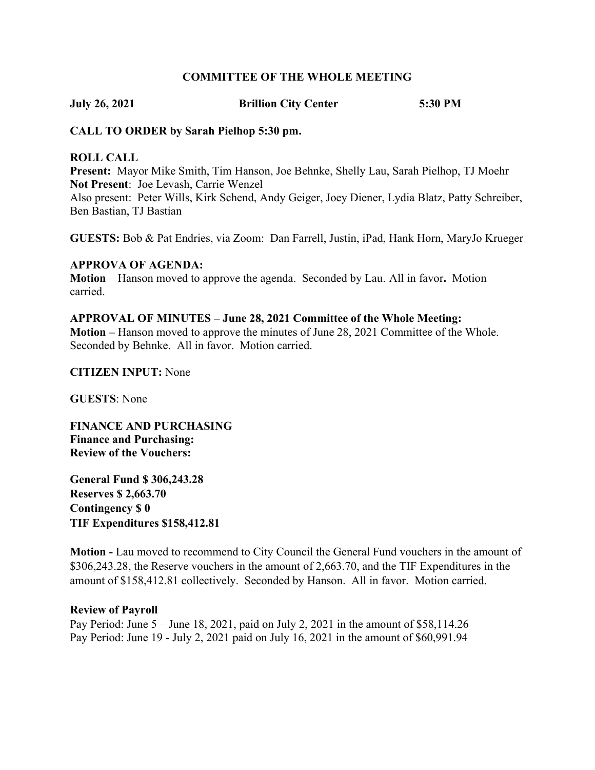# COMMITTEE OF THE WHOLE MEETING

**July 26, 2021 Brillion City Center 5:30 PM**

**CALL TO ORDER by Sarah Pielhop 5:30 pm.**

**ROLL CALL**

**Present:** Mayor Mike Smith, Tim Hanson, Joe Behnke, Shelly Lau, Sarah Pielhop, TJ Moehr
**Not Present**: Joe Levash, Carrie Wenzel
Also present: Peter Wills, Kirk Schend, Andy Geiger, Joey Diener, Lydia Blatz, Patty Schreiber, Ben Bastian, TJ Bastian

**GUESTS:** Bob & Pat Endries, via Zoom: Dan Farrell, Justin, iPad, Hank Horn, MaryJo Krueger

**APPROVA OF AGENDA:**
**Motion** – Hanson moved to approve the agenda. Seconded by Lau. All in favor**.** Motion carried.

**APPROVAL OF MINUTES – June 28, 2021 Committee of the Whole Meeting:**
**Motion –** Hanson moved to approve the minutes of June 28, 2021 Committee of the Whole. Seconded by Behnke. All in favor. Motion carried.

**CITIZEN INPUT:** None

**GUESTS**: None

**FINANCE AND PURCHASING**
**Finance and Purchasing:**
**Review of the Vouchers:**

**General Fund $ 306,243.28**
**Reserves $ 2,663.70**
**Contingency $ 0**
**TIF Expenditures $158,412.81**

**Motion -** Lau moved to recommend to City Council the General Fund vouchers in the amount of $306,243.28, the Reserve vouchers in the amount of 2,663.70, and the TIF Expenditures in the amount of $158,412.81 collectively. Seconded by Hanson. All in favor. Motion carried.

**Review of Payroll**
Pay Period: June 5 – June 18, 2021, paid on July 2, 2021 in the amount of $58,114.26
Pay Period: June 19 - July 2, 2021 paid on July 16, 2021 in the amount of $60,991.94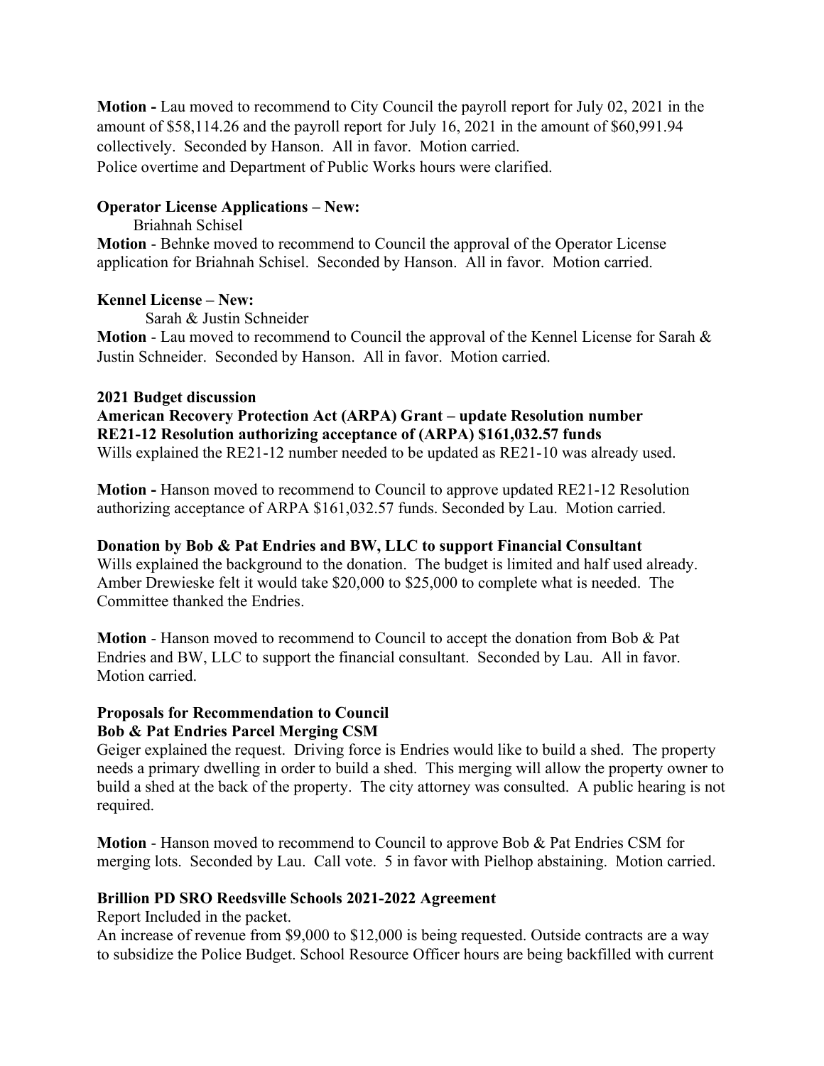**Motion -** Lau moved to recommend to City Council the payroll report for July 02, 2021 in the amount of $58,114.26 and the payroll report for July 16, 2021 in the amount of $60,991.94 collectively. Seconded by Hanson. All in favor. Motion carried.
Police overtime and Department of Public Works hours were clarified.

**Operator License Applications – New:**

Briahnah Schisel

**Motion** - Behnke moved to recommend to Council the approval of the Operator License application for Briahnah Schisel. Seconded by Hanson. All in favor. Motion carried.

**Kennel License – New:**

Sarah & Justin Schneider

**Motion** - Lau moved to recommend to Council the approval of the Kennel License for Sarah & Justin Schneider. Seconded by Hanson. All in favor. Motion carried.

**2021 Budget discussion**

**American Recovery Protection Act (ARPA) Grant – update Resolution number RE21-12 Resolution authorizing acceptance of (ARPA) $161,032.57 funds**

Wills explained the RE21-12 number needed to be updated as RE21-10 was already used.

**Motion -** Hanson moved to recommend to Council to approve updated RE21-12 Resolution authorizing acceptance of ARPA $161,032.57 funds. Seconded by Lau. Motion carried.

**Donation by Bob & Pat Endries and BW, LLC to support Financial Consultant**

Wills explained the background to the donation. The budget is limited and half used already. Amber Drewieske felt it would take $20,000 to $25,000 to complete what is needed. The Committee thanked the Endries.

**Motion** - Hanson moved to recommend to Council to accept the donation from Bob & Pat Endries and BW, LLC to support the financial consultant. Seconded by Lau. All in favor. Motion carried.

**Proposals for Recommendation to Council**

**Bob & Pat Endries Parcel Merging CSM**

Geiger explained the request. Driving force is Endries would like to build a shed. The property needs a primary dwelling in order to build a shed. This merging will allow the property owner to build a shed at the back of the property. The city attorney was consulted. A public hearing is not required.

**Motion** - Hanson moved to recommend to Council to approve Bob & Pat Endries CSM for merging lots. Seconded by Lau. Call vote. 5 in favor with Pielhop abstaining. Motion carried.

**Brillion PD SRO Reedsville Schools 2021-2022 Agreement**

Report Included in the packet.

An increase of revenue from $9,000 to $12,000 is being requested. Outside contracts are a way to subsidize the Police Budget. School Resource Officer hours are being backfilled with current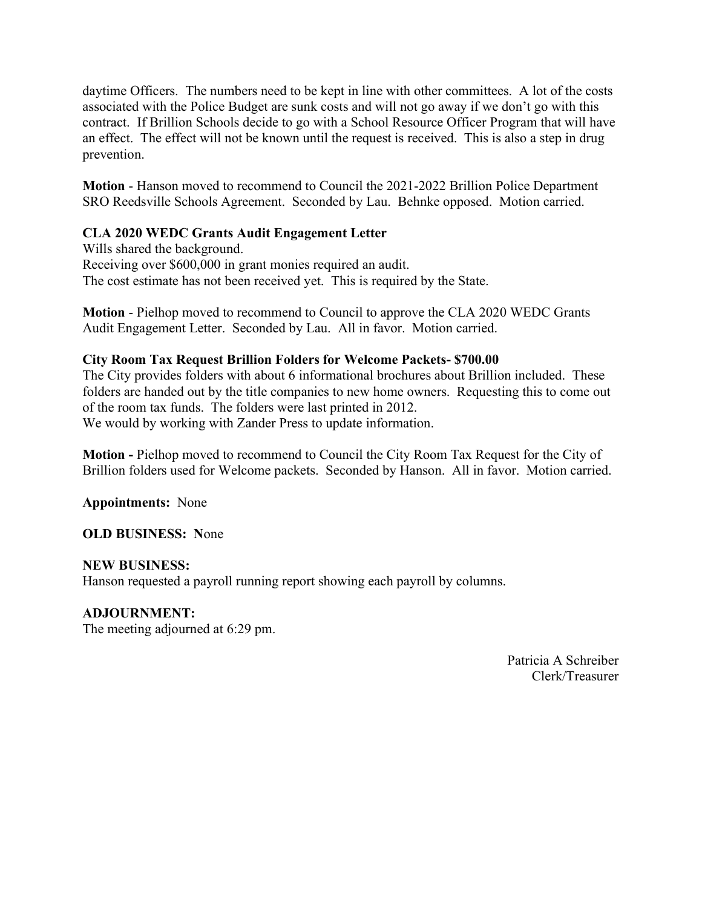daytime Officers. The numbers need to be kept in line with other committees. A lot of the costs associated with the Police Budget are sunk costs and will not go away if we don't go with this contract. If Brillion Schools decide to go with a School Resource Officer Program that will have an effect. The effect will not be known until the request is received. This is also a step in drug prevention.

**Motion** - Hanson moved to recommend to Council the 2021-2022 Brillion Police Department SRO Reedsville Schools Agreement. Seconded by Lau. Behnke opposed. Motion carried.

**CLA 2020 WEDC Grants Audit Engagement Letter**

Wills shared the background.
Receiving over $600,000 in grant monies required an audit.
The cost estimate has not been received yet. This is required by the State.

**Motion** - Pielhop moved to recommend to Council to approve the CLA 2020 WEDC Grants Audit Engagement Letter. Seconded by Lau. All in favor. Motion carried.

**City Room Tax Request Brillion Folders for Welcome Packets- $700.00**

The City provides folders with about 6 informational brochures about Brillion included. These folders are handed out by the title companies to new home owners. Requesting this to come out of the room tax funds. The folders were last printed in 2012.
We would by working with Zander Press to update information.

**Motion -** Pielhop moved to recommend to Council the City Room Tax Request for the City of Brillion folders used for Welcome packets. Seconded by Hanson. All in favor. Motion carried.

**Appointments:** None

**OLD BUSINESS: N**one

**NEW BUSINESS:**

Hanson requested a payroll running report showing each payroll by columns.

**ADJOURNMENT:**

The meeting adjourned at 6:29 pm.

Patricia A Schreiber
Clerk/Treasurer